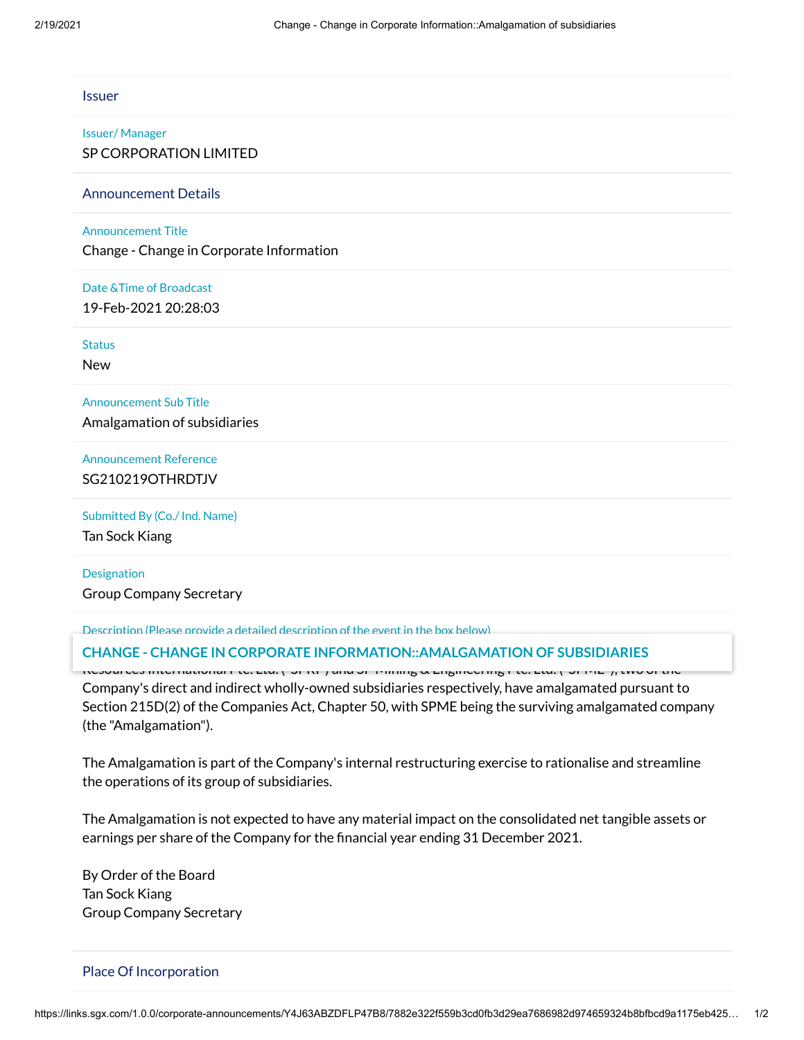## Issuer

Issuer/ Manager

SP CORPORATION LIMITED

## Announcement Details

Announcement Title

Change - Change in Corporate Information

Date &Time of Broadcast

19-Feb-2021 20:28:03

Status

New

Announcement Sub Title

Amalgamation of subsidiaries

Announcement Reference

SG210219OTHRDTJV

Submitted By (Co./ Ind. Name)

Tan Sock Kiang

Designation

Group Company Secretary

Description (Please provide a detailed description of the event in the box below)

**CHANGE - CHANGE IN CORPORATE INFORMATION::AMALGAMATION OF SUBSIDIARIES**

Resources International Pte. Ltd. ("SPRI") and SP Mining & Engineering Pte. Ltd. ("SPME"), two of the Company's direct and indirect wholly-owned subsidiaries respectively, have amalgamated pursuant to Section 215D(2) of the Companies Act, Chapter 50, with SPME being the surviving amalgamated company (the "Amalgamation").

The Amalgamation is part of the Company's internal restructuring exercise to rationalise and streamline the operations of its group of subsidiaries.

The Amalgamation is not expected to have any material impact on the consolidated net tangible assets or earnings per share of the Company for the financial year ending 31 December 2021.

By Order of the Board
Tan Sock Kiang
Group Company Secretary

## Place Of Incorporation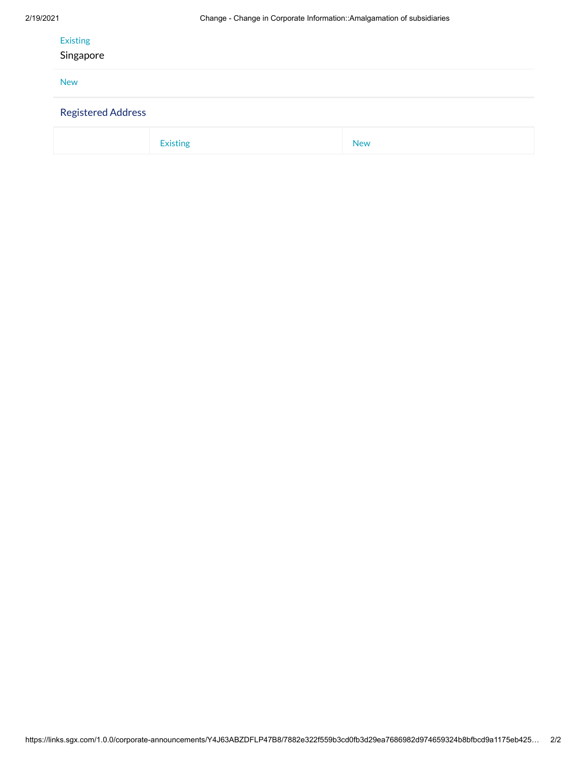Existing

Singapore

New

## Registered Address

| | Existing | New |
| --- | --- | --- |